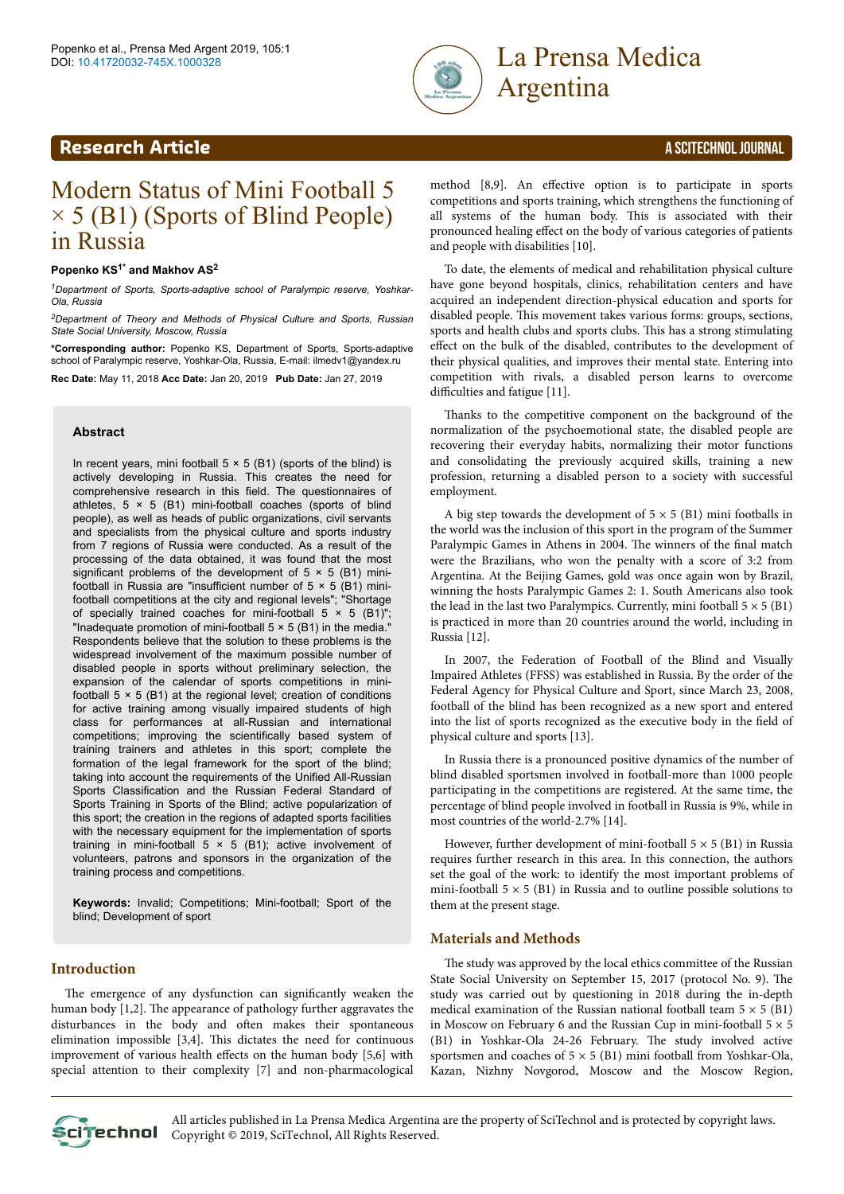Research Article

# Modern Status of Mini Football 5 × 5 (B1) (Sports of Blind People) in Russia

**Popenko KS[1*] and Makhov AS[2]**

[1]*Department of Sports, Sports-adaptive school of Paralympic reserve, Yoshkar-Ola, Russia*

[2]*Department of Theory and Methods of Physical Culture and Sports, Russian State Social University, Moscow, Russia*

**\*Corresponding author:** Popenko KS, Department of Sports, Sports-adaptive school of Paralympic reserve, Yoshkar-Ola, Russia, E-mail: ilmedv1@yandex.ru

**Rec Date:** May 11, 2018 **Acc Date:** Jan 20, 2019 **Pub Date:** Jan 27, 2019

## Abstract

In recent years, mini football 5 × 5 (B1) (sports of the blind) is actively developing in Russia. This creates the need for comprehensive research in this field. The questionnaires of athletes, 5 × 5 (B1) mini-football coaches (sports of blind people), as well as heads of public organizations, civil servants and specialists from the physical culture and sports industry from 7 regions of Russia were conducted. As a result of the processing of the data obtained, it was found that the most significant problems of the development of 5 × 5 (B1) mini-football in Russia are "insufficient number of 5 × 5 (B1) mini-football competitions at the city and regional levels"; "Shortage of specially trained coaches for mini-football 5 × 5 (B1)"; "Inadequate promotion of mini-football 5 × 5 (B1) in the media." Respondents believe that the solution to these problems is the widespread involvement of the maximum possible number of disabled people in sports without preliminary selection, the expansion of the calendar of sports competitions in mini-football 5 × 5 (B1) at the regional level; creation of conditions for active training among visually impaired students of high class for performances at all-Russian and international competitions; improving the scientifically based system of training trainers and athletes in this sport; complete the formation of the legal framework for the sport of the blind; taking into account the requirements of the Unified All-Russian Sports Classification and the Russian Federal Standard of Sports Training in Sports of the Blind; active popularization of this sport; the creation in the regions of adapted sports facilities with the necessary equipment for the implementation of sports training in mini-football 5 × 5 (B1); active involvement of volunteers, patrons and sponsors in the organization of the training process and competitions.

**Keywords:** Invalid; Competitions; Mini-football; Sport of the blind; Development of sport

## Introduction

The emergence of any dysfunction can significantly weaken the human body [1,2]. The appearance of pathology further aggravates the disturbances in the body and often makes their spontaneous elimination impossible [3,4]. This dictates the need for continuous improvement of various health effects on the human body [5,6] with special attention to their complexity [7] and non-pharmacological method [8,9]. An effective option is to participate in sports competitions and sports training, which strengthens the functioning of all systems of the human body. This is associated with their pronounced healing effect on the body of various categories of patients and people with disabilities [10].

To date, the elements of medical and rehabilitation physical culture have gone beyond hospitals, clinics, rehabilitation centers and have acquired an independent direction-physical education and sports for disabled people. This movement takes various forms: groups, sections, sports and health clubs and sports clubs. This has a strong stimulating effect on the bulk of the disabled, contributes to the development of their physical qualities, and improves their mental state. Entering into competition with rivals, a disabled person learns to overcome difficulties and fatigue [11].

Thanks to the competitive component on the background of the normalization of the psychoemotional state, the disabled people are recovering their everyday habits, normalizing their motor functions and consolidating the previously acquired skills, training a new profession, returning a disabled person to a society with successful employment.

A big step towards the development of 5 × 5 (B1) mini footballs in the world was the inclusion of this sport in the program of the Summer Paralympic Games in Athens in 2004. The winners of the final match were the Brazilians, who won the penalty with a score of 3:2 from Argentina. At the Beijing Games, gold was once again won by Brazil, winning the hosts Paralympic Games 2: 1. South Americans also took the lead in the last two Paralympics. Currently, mini football 5 × 5 (B1) is practiced in more than 20 countries around the world, including in Russia [12].

In 2007, the Federation of Football of the Blind and Visually Impaired Athletes (FFSS) was established in Russia. By the order of the Federal Agency for Physical Culture and Sport, since March 23, 2008, football of the blind has been recognized as a new sport and entered into the list of sports recognized as the executive body in the field of physical culture and sports [13].

In Russia there is a pronounced positive dynamics of the number of blind disabled sportsmen involved in football-more than 1000 people participating in the competitions are registered. At the same time, the percentage of blind people involved in football in Russia is 9%, while in most countries of the world-2.7% [14].

However, further development of mini-football 5 × 5 (B1) in Russia requires further research in this area. In this connection, the authors set the goal of the work: to identify the most important problems of mini-football 5 × 5 (B1) in Russia and to outline possible solutions to them at the present stage.

## Materials and Methods

The study was approved by the local ethics committee of the Russian State Social University on September 15, 2017 (protocol No. 9). The study was carried out by questioning in 2018 during the in-depth medical examination of the Russian national football team 5 × 5 (B1) in Moscow on February 6 and the Russian Cup in mini-football 5 × 5 (B1) in Yoshkar-Ola 24-26 February. The study involved active sportsmen and coaches of 5 × 5 (B1) mini football from Yoshkar-Ola, Kazan, Nizhny Novgorod, Moscow and the Moscow Region,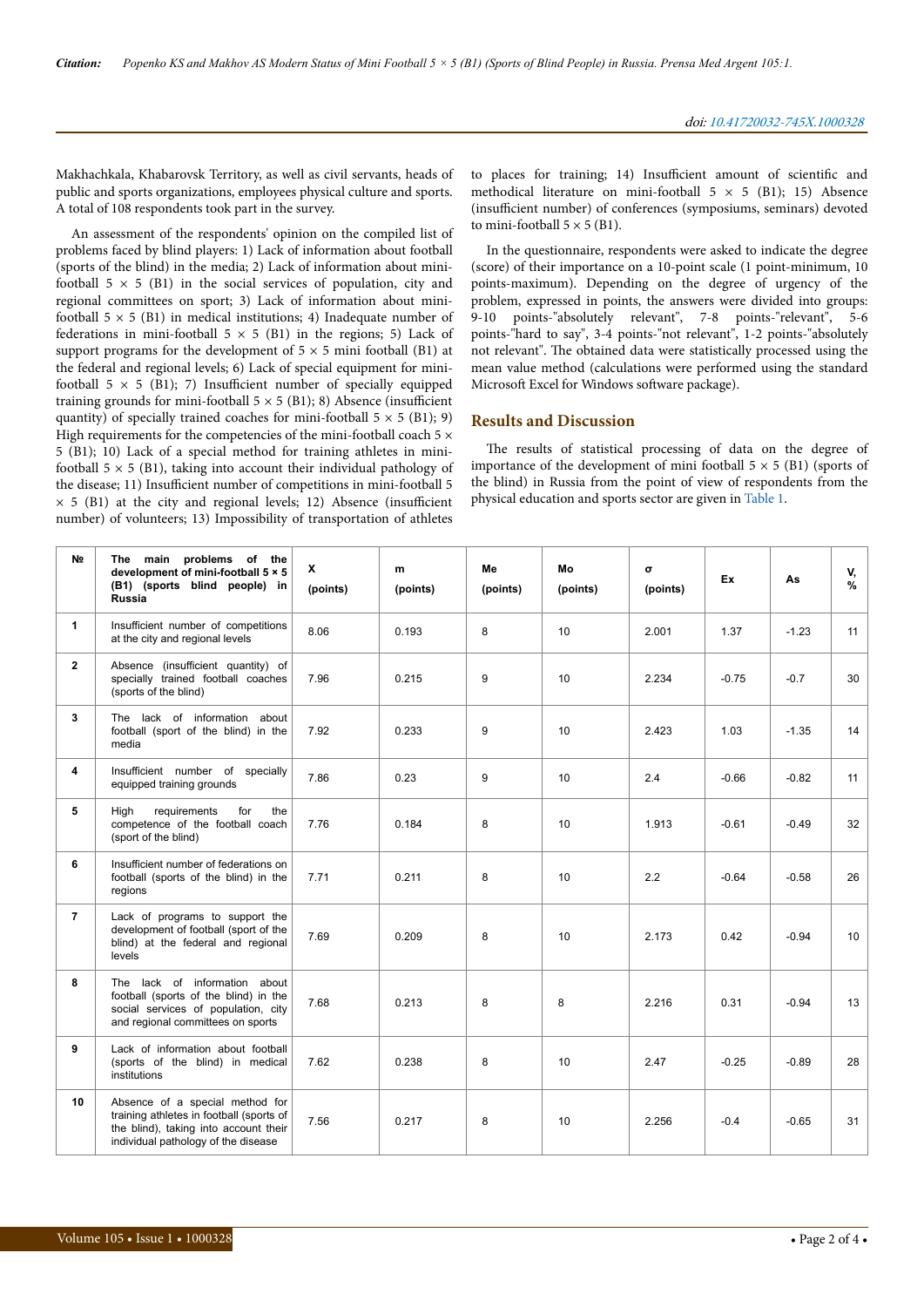Makhachkala, Khabarovsk Territory, as well as civil servants, heads of public and sports organizations, employees physical culture and sports. A total of 108 respondents took part in the survey.

An assessment of the respondents' opinion on the compiled list of problems faced by blind players: 1) Lack of information about football (sports of the blind) in the media; 2) Lack of information about mini-football 5 × 5 (B1) in the social services of population, city and regional committees on sport; 3) Lack of information about mini-football 5 × 5 (B1) in medical institutions; 4) Inadequate number of federations in mini-football 5 × 5 (B1) in the regions; 5) Lack of support programs for the development of 5 × 5 mini football (B1) at the federal and regional levels; 6) Lack of special equipment for mini-football 5 × 5 (B1); 7) Insufficient number of specially equipped training grounds for mini-football 5 × 5 (B1); 8) Absence (insufficient quantity) of specially trained coaches for mini-football 5 × 5 (B1); 9) High requirements for the competencies of the mini-football coach 5 × 5 (B1); 10) Lack of a special method for training athletes in mini-football 5 × 5 (B1), taking into account their individual pathology of the disease; 11) Insufficient number of competitions in mini-football 5 × 5 (B1) at the city and regional levels; 12) Absence (insufficient number) of volunteers; 13) Impossibility of transportation of athletes to places for training; 14) Insufficient amount of scientific and methodical literature on mini-football 5 × 5 (B1); 15) Absence (insufficient number) of conferences (symposiums, seminars) devoted to mini-football 5 × 5 (B1).

In the questionnaire, respondents were asked to indicate the degree (score) of their importance on a 10-point scale (1 point-minimum, 10 points-maximum). Depending on the degree of urgency of the problem, expressed in points, the answers were divided into groups: 9-10 points-"absolutely relevant", 7-8 points-"relevant", 5-6 points-"hard to say", 3-4 points-"not relevant", 1-2 points-"absolutely not relevant". The obtained data were statistically processed using the mean value method (calculations were performed using the standard Microsoft Excel for Windows software package).

## Results and Discussion

The results of statistical processing of data on the degree of importance of the development of mini football 5 × 5 (B1) (sports of the blind) in Russia from the point of view of respondents from the physical education and sports sector are given in Table 1.

| № | The main problems of the development of mini-football 5 × 5 (B1) (sports blind people) in Russia | X (points) | m (points) | Me (points) | Mo (points) | σ (points) | Ex | As | V, % |
|---|---|---|---|---|---|---|---|---|---|
| 1 | Insufficient number of competitions at the city and regional levels | 8.06 | 0.193 | 8 | 10 | 2.001 | 1.37 | -1.23 | 11 |
| 2 | Absence (insufficient quantity) of specially trained football coaches (sports of the blind) | 7.96 | 0.215 | 9 | 10 | 2.234 | -0.75 | -0.7 | 30 |
| 3 | The lack of information about football (sport of the blind) in the media | 7.92 | 0.233 | 9 | 10 | 2.423 | 1.03 | -1.35 | 14 |
| 4 | Insufficient number of specially equipped training grounds | 7.86 | 0.23 | 9 | 10 | 2.4 | -0.66 | -0.82 | 11 |
| 5 | High requirements for the competence of the football coach (sport of the blind) | 7.76 | 0.184 | 8 | 10 | 1.913 | -0.61 | -0.49 | 32 |
| 6 | Insufficient number of federations on football (sports of the blind) in the regions | 7.71 | 0.211 | 8 | 10 | 2.2 | -0.64 | -0.58 | 26 |
| 7 | Lack of programs to support the development of football (sport of the blind) at the federal and regional levels | 7.69 | 0.209 | 8 | 10 | 2.173 | 0.42 | -0.94 | 10 |
| 8 | The lack of information about football (sports of the blind) in the social services of population, city and regional committees on sports | 7.68 | 0.213 | 8 | 8 | 2.216 | 0.31 | -0.94 | 13 |
| 9 | Lack of information about football (sports of the blind) in medical institutions | 7.62 | 0.238 | 8 | 10 | 2.47 | -0.25 | -0.89 | 28 |
| 10 | Absence of a special method for training athletes in football (sports of the blind), taking into account their individual pathology of the disease | 7.56 | 0.217 | 8 | 10 | 2.256 | -0.4 | -0.65 | 31 |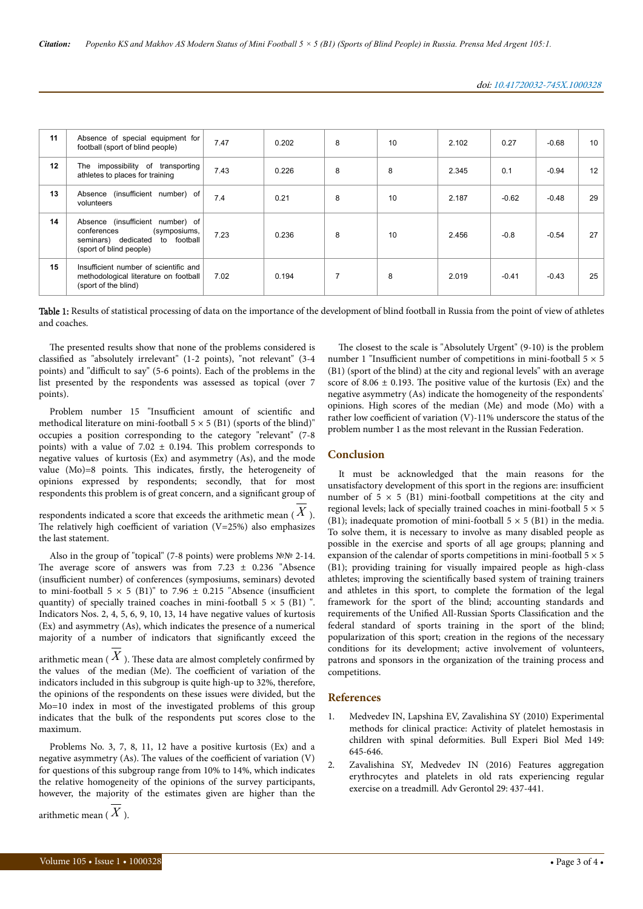| 11 | Absence of special equipment for football (sport of blind people) | 7.47 | 0.202 | 8 | 10 | 2.102 | 0.27 | -0.68 | 10 |
|---|---|---|---|---|---|---|---|---|---|
| 12 | The impossibility of transporting athletes to places for training | 7.43 | 0.226 | 8 | 8 | 2.345 | 0.1 | -0.94 | 12 |
| 13 | Absence (insufficient number) of volunteers | 7.4 | 0.21 | 8 | 10 | 2.187 | -0.62 | -0.48 | 29 |
| 14 | Absence (insufficient number) of conferences (symposiums, seminars) dedicated to football (sport of blind people) | 7.23 | 0.236 | 8 | 10 | 2.456 | -0.8 | -0.54 | 27 |
| 15 | Insufficient number of scientific and methodological literature on football (sport of the blind) | 7.02 | 0.194 | 7 | 8 | 2.019 | -0.41 | -0.43 | 25 |

**Table 1:** Results of statistical processing of data on the importance of the development of blind football in Russia from the point of view of athletes and coaches.

The presented results show that none of the problems considered is classified as "absolutely irrelevant" (1-2 points), "not relevant" (3-4 points) and "difficult to say" (5-6 points). Each of the problems in the list presented by the respondents was assessed as topical (over 7 points).

Problem number 15 "Insufficient amount of scientific and methodical literature on mini-football 5 × 5 (B1) (sports of the blind)" occupies a position corresponding to the category "relevant" (7-8 points) with a value of 7.02 ± 0.194. This problem corresponds to negative values of kurtosis (Ex) and asymmetry (As), and the mode value (Mo)=8 points. This indicates, firstly, the heterogeneity of opinions expressed by respondents; secondly, that for most respondents this problem is of great concern, and a significant group of respondents indicated a score that exceeds the arithmetic mean ( $\overline{X}$ ). The relatively high coefficient of variation (V=25%) also emphasizes the last statement.

Also in the group of "topical" (7-8 points) were problems №№ 2-14. The average score of answers was from 7.23 ± 0.236 "Absence (insufficient number) of conferences (symposiums, seminars) devoted to mini-football 5 × 5 (B1)" to 7.96 ± 0.215 "Absence (insufficient quantity) of specially trained coaches in mini-football 5 × 5 (B1) ". Indicators Nos. 2, 4, 5, 6, 9, 10, 13, 14 have negative values of kurtosis (Ex) and asymmetry (As), which indicates the presence of a numerical majority of a number of indicators that significantly exceed the arithmetic mean ( $\overline{X}$ ). These data are almost completely confirmed by the values of the median (Me). The coefficient of variation of the indicators included in this subgroup is quite high-up to 32%, therefore, the opinions of the respondents on these issues were divided, but the Mo=10 index in most of the investigated problems of this group indicates that the bulk of the respondents put scores close to the maximum.

Problems No. 3, 7, 8, 11, 12 have a positive kurtosis (Ex) and a negative asymmetry (As). The values of the coefficient of variation (V) for questions of this subgroup range from 10% to 14%, which indicates the relative homogeneity of the opinions of the survey participants, however, the majority of the estimates given are higher than the arithmetic mean ( $\overline{X}$ ).

The closest to the scale is "Absolutely Urgent" (9-10) is the problem number 1 "Insufficient number of competitions in mini-football 5 × 5 (B1) (sport of the blind) at the city and regional levels" with an average score of 8.06 ± 0.193. The positive value of the kurtosis (Ex) and the negative asymmetry (As) indicate the homogeneity of the respondents' opinions. High scores of the median (Me) and mode (Mo) with a rather low coefficient of variation (V)-11% underscore the status of the problem number 1 as the most relevant in the Russian Federation.

## Conclusion

It must be acknowledged that the main reasons for the unsatisfactory development of this sport in the regions are: insufficient number of 5 × 5 (B1) mini-football competitions at the city and regional levels; lack of specially trained coaches in mini-football 5 × 5 (B1); inadequate promotion of mini-football 5 × 5 (B1) in the media. To solve them, it is necessary to involve as many disabled people as possible in the exercise and sports of all age groups; planning and expansion of the calendar of sports competitions in mini-football 5 × 5 (B1); providing training for visually impaired people as high-class athletes; improving the scientifically based system of training trainers and athletes in this sport, to complete the formation of the legal framework for the sport of the blind; accounting standards and requirements of the Unified All-Russian Sports Classification and the federal standard of sports training in the sport of the blind; popularization of this sport; creation in the regions of the necessary conditions for its development; active involvement of volunteers, patrons and sponsors in the organization of the training process and competitions.

## References

1. Medvedev IN, Lapshina EV, Zavalishina SY (2010) Experimental methods for clinical practice: Activity of platelet hemostasis in children with spinal deformities. Bull Experi Biol Med 149: 645-646.
2. Zavalishina SY, Medvedev IN (2016) Features aggregation erythrocytes and platelets in old rats experiencing regular exercise on a treadmill. Adv Gerontol 29: 437-441.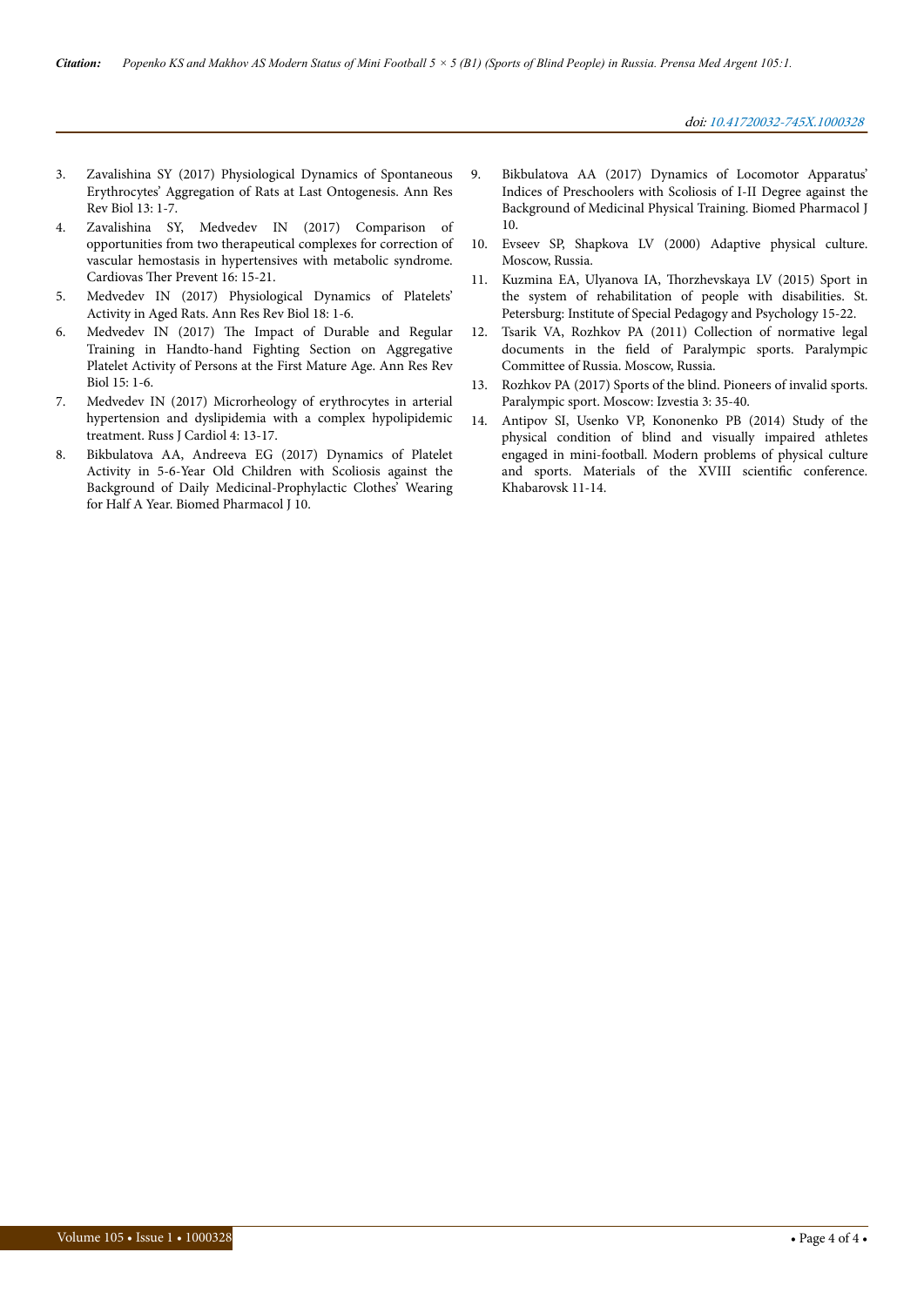3. Zavalishina SY (2017) Physiological Dynamics of Spontaneous Erythrocytes' Aggregation of Rats at Last Ontogenesis. Ann Res Rev Biol 13: 1-7.
4. Zavalishina SY, Medvedev IN (2017) Comparison of opportunities from two therapeutical complexes for correction of vascular hemostasis in hypertensives with metabolic syndrome. Cardiovas Ther Prevent 16: 15-21.
5. Medvedev IN (2017) Physiological Dynamics of Platelets' Activity in Aged Rats. Ann Res Rev Biol 18: 1-6.
6. Medvedev IN (2017) The Impact of Durable and Regular Training in Handto-hand Fighting Section on Aggregative Platelet Activity of Persons at the First Mature Age. Ann Res Rev Biol 15: 1-6.
7. Medvedev IN (2017) Microrheology of erythrocytes in arterial hypertension and dyslipidemia with a complex hypolipidemic treatment. Russ J Cardiol 4: 13-17.
8. Bikbulatova AA, Andreeva EG (2017) Dynamics of Platelet Activity in 5-6-Year Old Children with Scoliosis against the Background of Daily Medicinal-Prophylactic Clothes' Wearing for Half A Year. Biomed Pharmacol J 10.
9. Bikbulatova AA (2017) Dynamics of Locomotor Apparatus' Indices of Preschoolers with Scoliosis of I-II Degree against the Background of Medicinal Physical Training. Biomed Pharmacol J 10.
10. Evseev SP, Shapkova LV (2000) Adaptive physical culture. Moscow, Russia.
11. Kuzmina EA, Ulyanova IA, Thorzhevskaya LV (2015) Sport in the system of rehabilitation of people with disabilities. St. Petersburg: Institute of Special Pedagogy and Psychology 15-22.
12. Tsarik VA, Rozhkov PA (2011) Collection of normative legal documents in the field of Paralympic sports. Paralympic Committee of Russia. Moscow, Russia.
13. Rozhkov PA (2017) Sports of the blind. Pioneers of invalid sports. Paralympic sport. Moscow: Izvestia 3: 35-40.
14. Antipov SI, Usenko VP, Kononenko PB (2014) Study of the physical condition of blind and visually impaired athletes engaged in mini-football. Modern problems of physical culture and sports. Materials of the XVIII scientific conference. Khabarovsk 11-14.